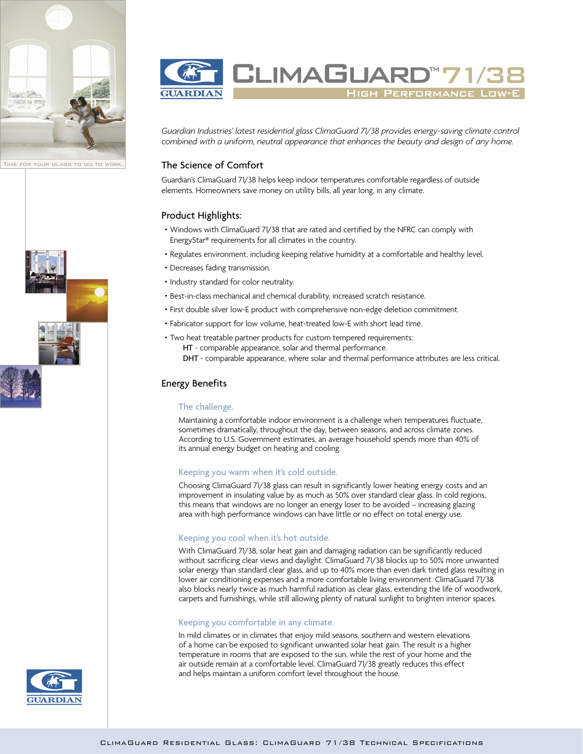# ClimaGuard™ 71/38

## High Performance Low-E

TIME FOR YOUR GLASS TO GO TO WORK.

*Guardian Industries' latest residential glass ClimaGuard 71/38 provides energy-saving climate control combined with a uniform, neutral appearance that enhances the beauty and design of any home.*

## The Science of Comfort

Guardian's ClimaGuard 71/38 helps keep indoor temperatures comfortable regardless of outside elements. Homeowners save money on utility bills, all year long, in any climate.

## Product Highlights:

- Windows with ClimaGuard 71/38 that are rated and certified by the NFRC can comply with EnergyStar® requirements for all climates in the country.
- Regulates environment, including keeping relative humidity at a comfortable and healthy level.
- Decreases fading transmission.
- Industry standard for color neutrality.
- Best-in-class mechanical and chemical durability, increased scratch resistance.
- First double silver low-E product with comprehensive non-edge deletion commitment.
- Fabricator support for low volume, heat-treated low-E with short lead time.
- Two heat treatable partner products for custom tempered requirements:
  HT - comparable appearance, solar and thermal performance.
  DHT - comparable appearance, where solar and thermal performance attributes are less critical.

## Energy Benefits

### The challenge.

Maintaining a comfortable indoor environment is a challenge when temperatures fluctuate, sometimes dramatically, throughout the day, between seasons, and across climate zones. According to U.S. Government estimates, an average household spends more than 40% of its annual energy budget on heating and cooling.

### Keeping you warm when it's cold outside.

Choosing ClimaGuard 71/38 glass can result in significantly lower heating energy costs and an improvement in insulating value by as much as 50% over standard clear glass. In cold regions, this means that windows are no longer an energy loser to be avoided – increasing glazing area with high performance windows can have little or no effect on total energy use.

### Keeping you cool when it's hot outside.

With ClimaGuard 71/38, solar heat gain and damaging radiation can be significantly reduced without sacrificing clear views and daylight. ClimaGuard 71/38 blocks up to 50% more unwanted solar energy than standard clear glass, and up to 40% more than even dark tinted glass resulting in lower air conditioning expenses and a more comfortable living environment. ClimaGuard 71/38 also blocks nearly twice as much harmful radiation as clear glass, extending the life of woodwork, carpets and furnishings, while still allowing plenty of natural sunlight to brighten interior spaces.

### Keeping you comfortable in any climate.

In mild climates or in climates that enjoy mild seasons, southern and western elevations of a home can be exposed to significant unwanted solar heat gain. The result is a higher temperature in rooms that are exposed to the sun, while the rest of your home and the air outside remain at a comfortable level. ClimaGuard 71/38 greatly reduces this effect and helps maintain a uniform comfort level throughout the house.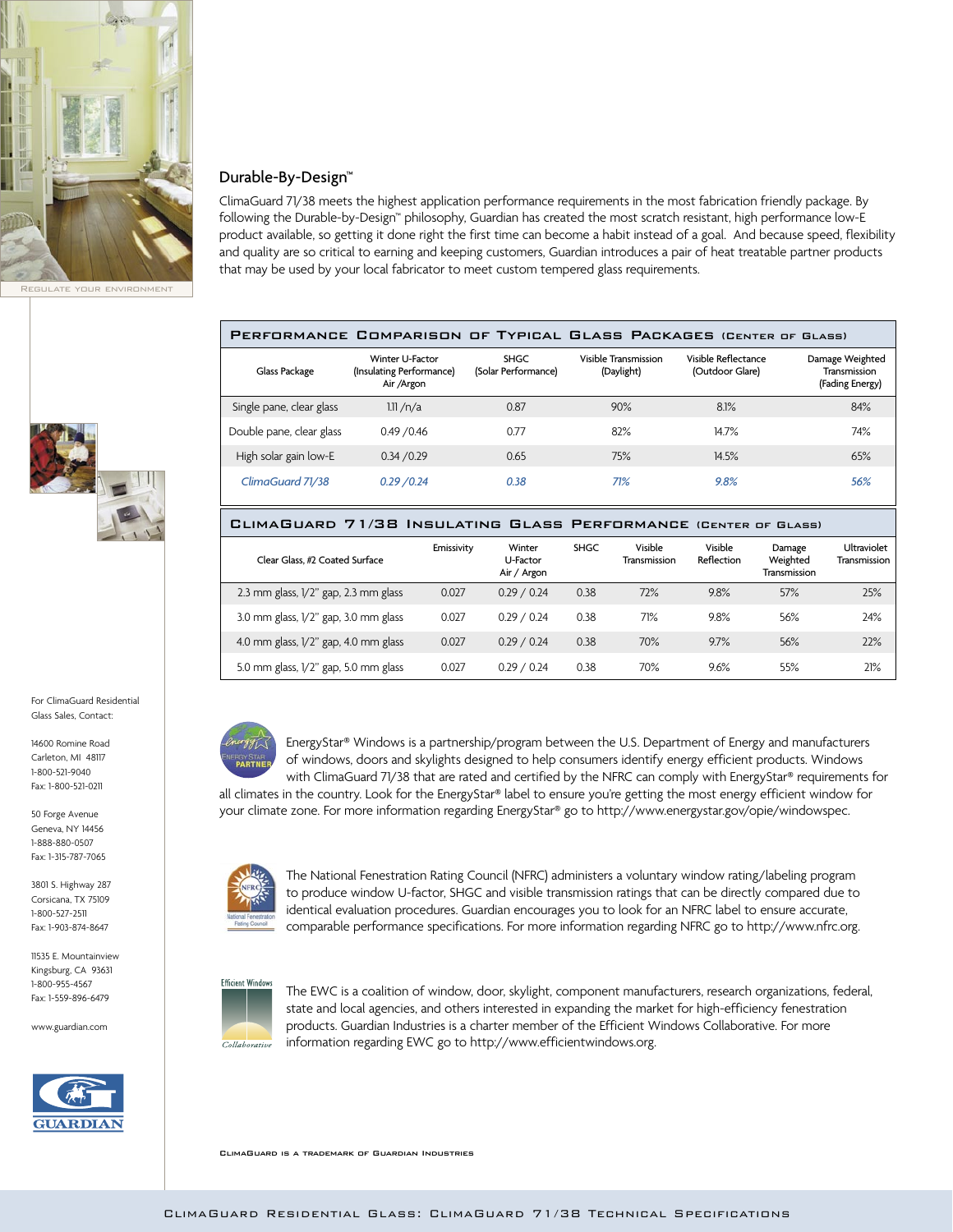REGULATE YOUR ENVIRONMENT

## Durable-By-Design™

ClimaGuard 71/38 meets the highest application performance requirements in the most fabrication friendly package. By following the Durable-by-Design™ philosophy, Guardian has created the most scratch resistant, high performance low-E product available, so getting it done right the first time can become a habit instead of a goal. And because speed, flexibility and quality are so critical to earning and keeping customers, Guardian introduces a pair of heat treatable partner products that may be used by your local fabricator to meet custom tempered glass requirements.

### Performance Comparison of Typical Glass Packages (Center of Glass)

| Glass Package | Winter U-Factor (Insulating Performance) Air /Argon | SHGC (Solar Performance) | Visible Transmission (Daylight) | Visible Reflectance (Outdoor Glare) | Damage Weighted Transmission (Fading Energy) |
|---|---|---|---|---|---|
| Single pane, clear glass | 1.11 /n/a | 0.87 | 90% | 8.1% | 84% |
| Double pane, clear glass | 0.49 /0.46 | 0.77 | 82% | 14.7% | 74% |
| High solar gain low-E | 0.34 /0.29 | 0.65 | 75% | 14.5% | 65% |
| *ClimaGuard 71/38* | *0.29 /0.24* | *0.38* | *71%* | *9.8%* | *56%* |

### ClimaGuard 71/38 Insulating Glass Performance (Center of Glass)

| Clear Glass, #2 Coated Surface | Emissivity | Winter U-Factor Air / Argon | SHGC | Visible Transmission | Visible Reflection | Damage Weighted Transmission | Ultraviolet Transmission |
|---|---|---|---|---|---|---|---|
| 2.3 mm glass, 1/2" gap, 2.3 mm glass | 0.027 | 0.29 / 0.24 | 0.38 | 72% | 9.8% | 57% | 25% |
| 3.0 mm glass, 1/2" gap, 3.0 mm glass | 0.027 | 0.29 / 0.24 | 0.38 | 71% | 9.8% | 56% | 24% |
| 4.0 mm glass, 1/2" gap, 4.0 mm glass | 0.027 | 0.29 / 0.24 | 0.38 | 70% | 9.7% | 56% | 22% |
| 5.0 mm glass, 1/2" gap, 5.0 mm glass | 0.027 | 0.29 / 0.24 | 0.38 | 70% | 9.6% | 55% | 21% |

EnergyStar® Windows is a partnership/program between the U.S. Department of Energy and manufacturers of windows, doors and skylights designed to help consumers identify energy efficient products. Windows with ClimaGuard 71/38 that are rated and certified by the NFRC can comply with EnergyStar® requirements for all climates in the country. Look for the EnergyStar® label to ensure you're getting the most energy efficient window for your climate zone. For more information regarding EnergyStar® go to http://www.energystar.gov/opie/windowspec.

The National Fenestration Rating Council (NFRC) administers a voluntary window rating/labeling program to produce window U-factor, SHGC and visible transmission ratings that can be directly compared due to identical evaluation procedures. Guardian encourages you to look for an NFRC label to ensure accurate, comparable performance specifications. For more information regarding NFRC go to http://www.nfrc.org.

The EWC is a coalition of window, door, skylight, component manufacturers, research organizations, federal, state and local agencies, and others interested in expanding the market for high-efficiency fenestration products. Guardian Industries is a charter member of the Efficient Windows Collaborative. For more information regarding EWC go to http://www.efficientwindows.org.

For ClimaGuard Residential Glass Sales, Contact:

14600 Romine Road
Carleton, MI 48117
1-800-521-9040
Fax: 1-800-521-0211

50 Forge Avenue
Geneva, NY 14456
1-888-880-0507
Fax: 1-315-787-7065

3801 S. Highway 287
Corsicana, TX 75109
1-800-527-2511
Fax: 1-903-874-8647

11535 E. Mountainview
Kingsburg, CA 93631
1-800-955-4567
Fax: 1-559-896-6479

www.guardian.com

GUARDIAN

ClimaGuard is a trademark of Guardian Industries

ClimaGuard Residential Glass: ClimaGuard 71/38 Technical Specifications